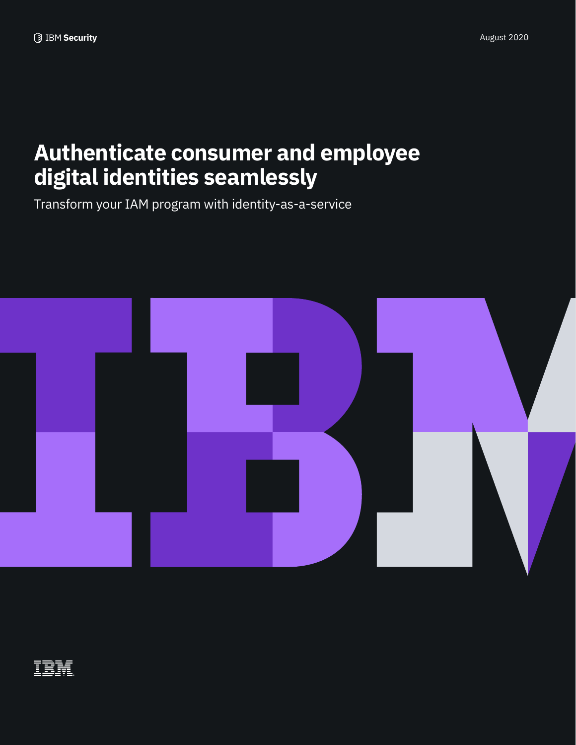IBM Security

August 2020

# Authenticate consumer and employee digital identities seamlessly

Transform your IAM program with identity-as-a-service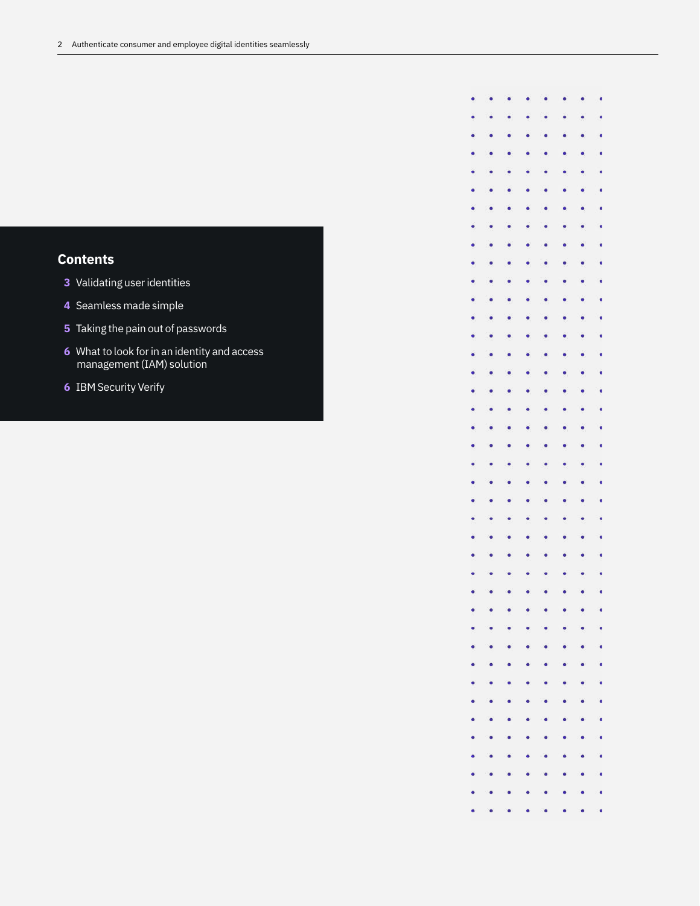## Contents

- **3** Validating user identities
- **4** Seamless made simple
- **5** Taking the pain out of passwords
- **6** What to look for in an identity and access management (IAM) solution
- **6** IBM Security Verify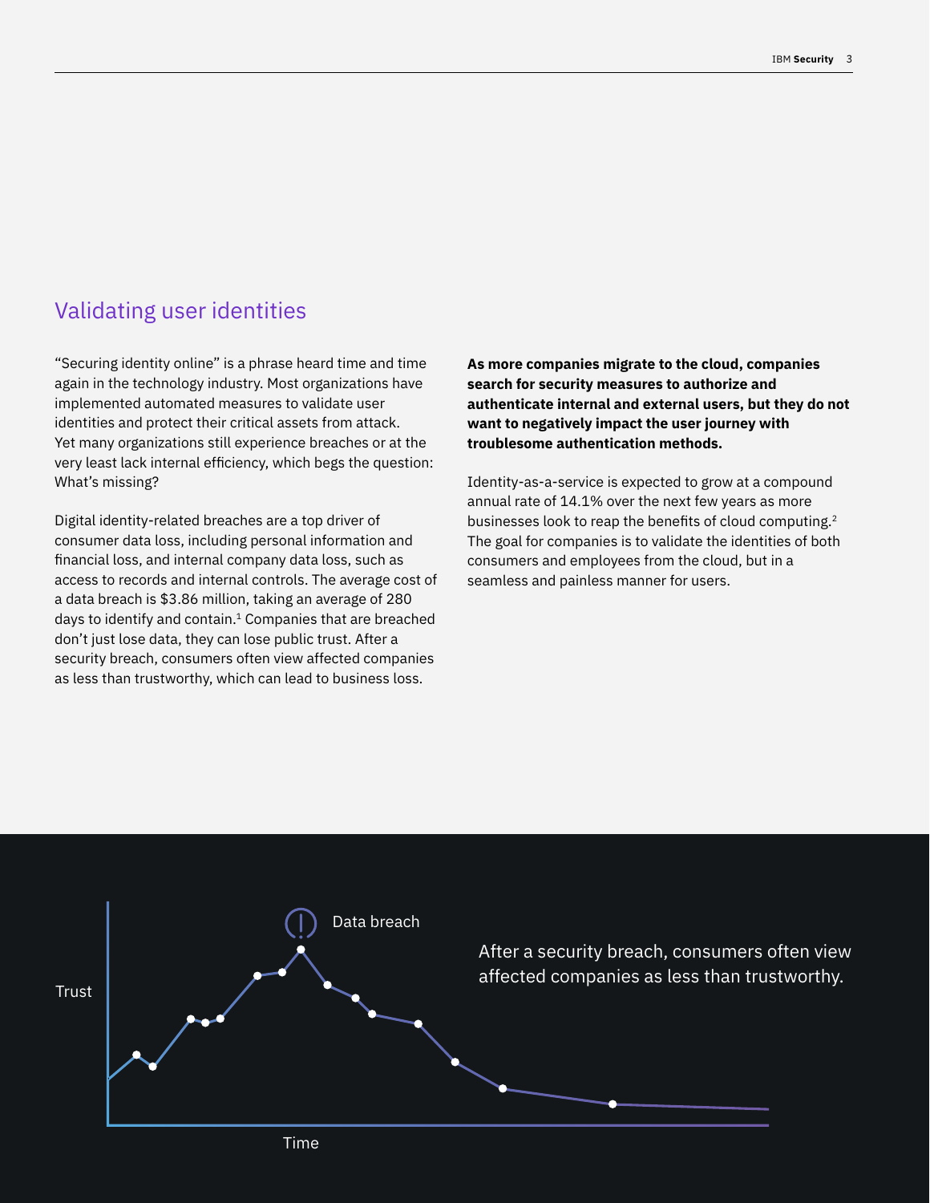## Validating user identities

"Securing identity online" is a phrase heard time and time again in the technology industry. Most organizations have implemented automated measures to validate user identities and protect their critical assets from attack. Yet many organizations still experience breaches or at the very least lack internal efficiency, which begs the question: What's missing?

Digital identity-related breaches are a top driver of consumer data loss, including personal information and financial loss, and internal company data loss, such as access to records and internal controls. The average cost of a data breach is $3.86 million, taking an average of 280 days to identify and contain.[1] Companies that are breached don't just lose data, they can lose public trust. After a security breach, consumers often view affected companies as less than trustworthy, which can lead to business loss.

**As more companies migrate to the cloud, companies search for security measures to authorize and authenticate internal and external users, but they do not want to negatively impact the user journey with troublesome authentication methods.**

Identity-as-a-service is expected to grow at a compound annual rate of 14.1% over the next few years as more businesses look to reap the benefits of cloud computing.[2] The goal for companies is to validate the identities of both consumers and employees from the cloud, but in a seamless and painless manner for users.

Trust

Data breach

Time

After a security breach, consumers often view affected companies as less than trustworthy.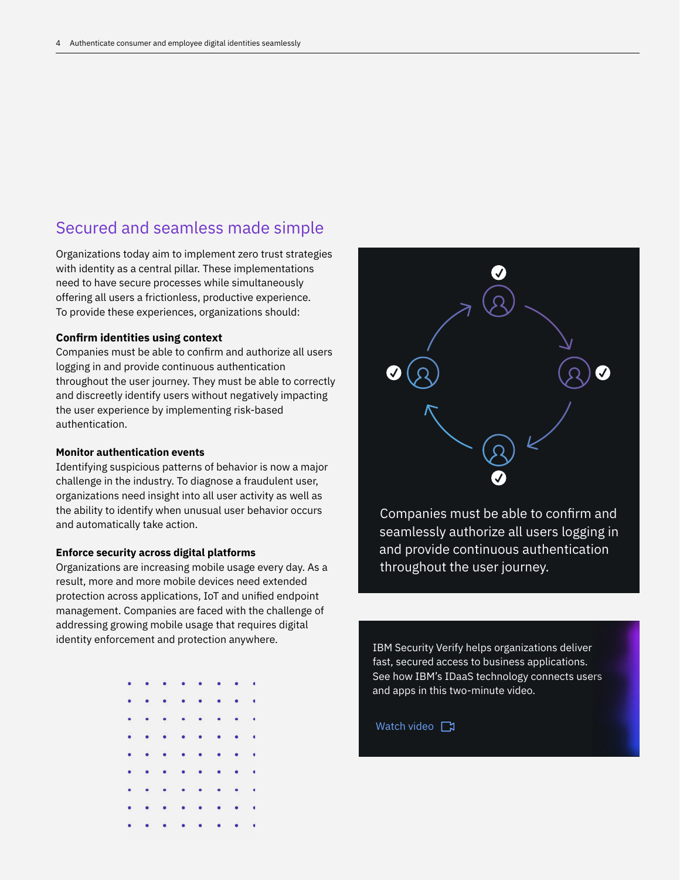## Secured and seamless made simple

Organizations today aim to implement zero trust strategies with identity as a central pillar. These implementations need to have secure processes while simultaneously offering all users a frictionless, productive experience. To provide these experiences, organizations should:

**Confirm identities using context**
Companies must be able to confirm and authorize all users logging in and provide continuous authentication throughout the user journey. They must be able to correctly and discreetly identify users without negatively impacting the user experience by implementing risk-based authentication.

**Monitor authentication events**
Identifying suspicious patterns of behavior is now a major challenge in the industry. To diagnose a fraudulent user, organizations need insight into all user activity as well as the ability to identify when unusual user behavior occurs and automatically take action.

**Enforce security across digital platforms**
Organizations are increasing mobile usage every day. As a result, more and more mobile devices need extended protection across applications, IoT and unified endpoint management. Companies are faced with the challenge of addressing growing mobile usage that requires digital identity enforcement and protection anywhere.

Companies must be able to confirm and seamlessly authorize all users logging in and provide continuous authentication throughout the user journey.

IBM Security Verify helps organizations deliver fast, secured access to business applications. See how IBM's IDaaS technology connects users and apps in this two-minute video.

Watch video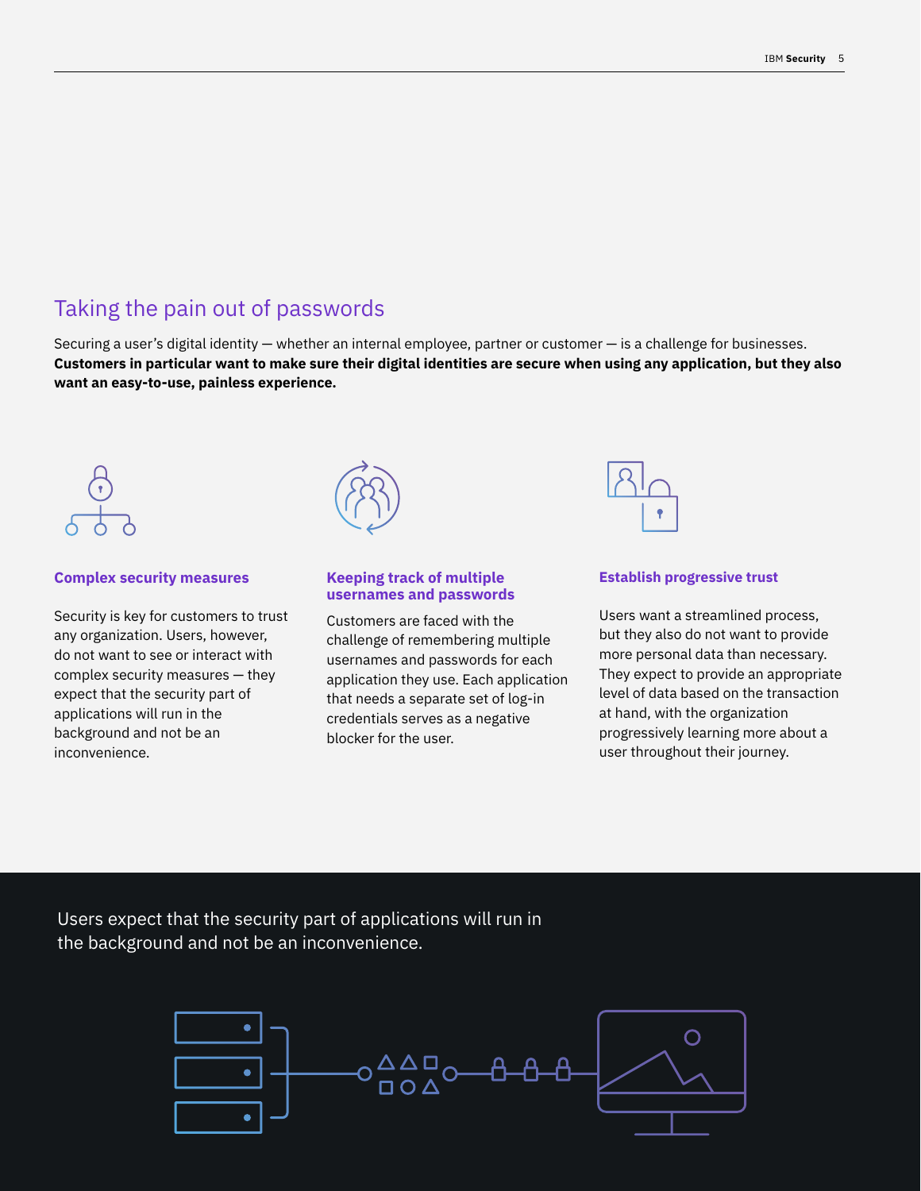## Taking the pain out of passwords

Securing a user's digital identity — whether an internal employee, partner or customer — is a challenge for businesses. **Customers in particular want to make sure their digital identities are secure when using any application, but they also want an easy-to-use, painless experience.**

### Complex security measures

Security is key for customers to trust any organization. Users, however, do not want to see or interact with complex security measures — they expect that the security part of applications will run in the background and not be an inconvenience.

### Keeping track of multiple usernames and passwords

Customers are faced with the challenge of remembering multiple usernames and passwords for each application they use. Each application that needs a separate set of log-in credentials serves as a negative blocker for the user.

### Establish progressive trust

Users want a streamlined process, but they also do not want to provide more personal data than necessary. They expect to provide an appropriate level of data based on the transaction at hand, with the organization progressively learning more about a user throughout their journey.

Users expect that the security part of applications will run in the background and not be an inconvenience.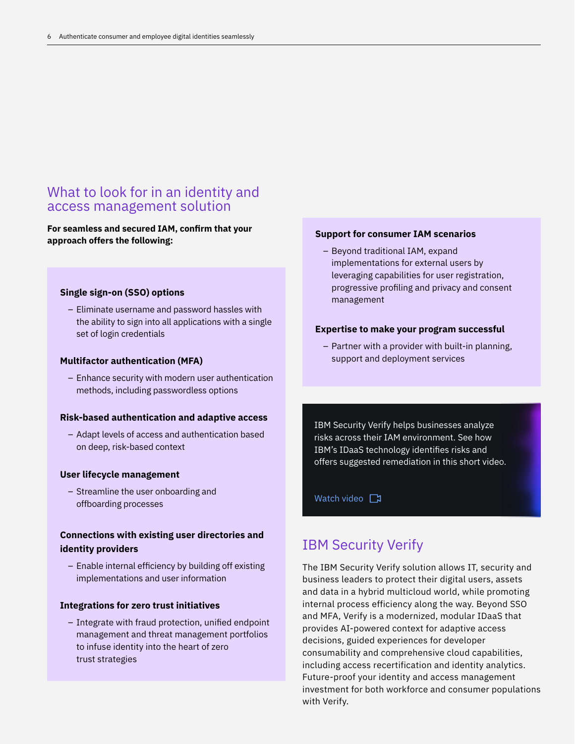## What to look for in an identity and access management solution

**For seamless and secured IAM, confirm that your approach offers the following:**

### Single sign-on (SSO) options

- Eliminate username and password hassles with the ability to sign into all applications with a single set of login credentials

### Multifactor authentication (MFA)

- Enhance security with modern user authentication methods, including passwordless options

### Risk-based authentication and adaptive access

- Adapt levels of access and authentication based on deep, risk-based context

### User lifecycle management

- Streamline the user onboarding and offboarding processes

### Connections with existing user directories and identity providers

- Enable internal efficiency by building off existing implementations and user information

### Integrations for zero trust initiatives

- Integrate with fraud protection, unified endpoint management and threat management portfolios to infuse identity into the heart of zero trust strategies

### Support for consumer IAM scenarios

- Beyond traditional IAM, expand implementations for external users by leveraging capabilities for user registration, progressive profiling and privacy and consent management

### Expertise to make your program successful

- Partner with a provider with built-in planning, support and deployment services

IBM Security Verify helps businesses analyze risks across their IAM environment. See how IBM's IDaaS technology identifies risks and offers suggested remediation in this short video.

Watch video

## IBM Security Verify

The IBM Security Verify solution allows IT, security and business leaders to protect their digital users, assets and data in a hybrid multicloud world, while promoting internal process efficiency along the way. Beyond SSO and MFA, Verify is a modernized, modular IDaaS that provides AI-powered context for adaptive access decisions, guided experiences for developer consumability and comprehensive cloud capabilities, including access recertification and identity analytics. Future-proof your identity and access management investment for both workforce and consumer populations with Verify.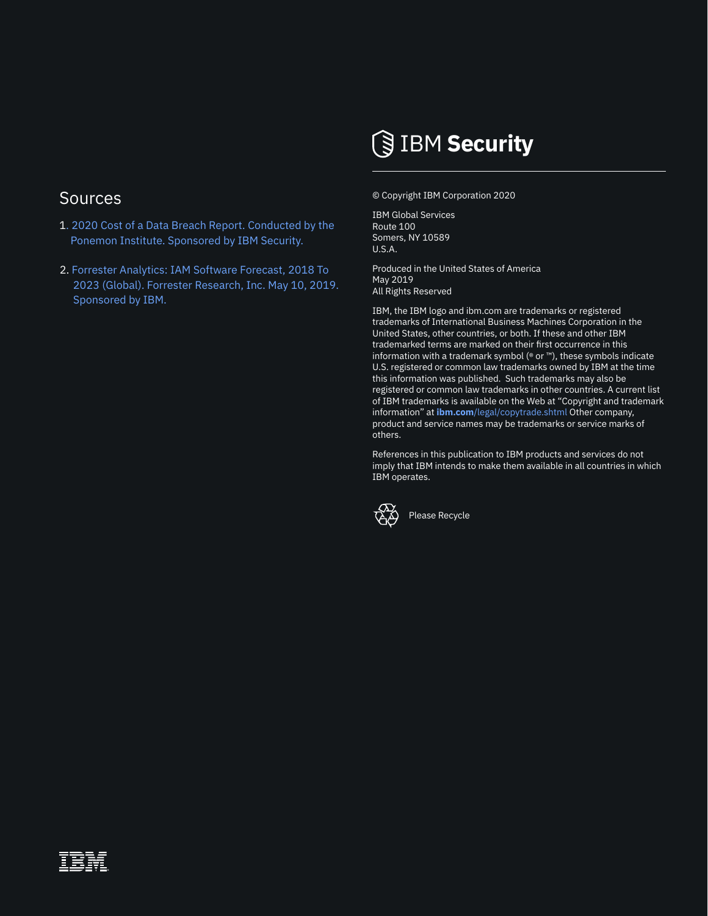## Sources

1. 2020 Cost of a Data Breach Report. Conducted by the Ponemon Institute. Sponsored by IBM Security.
2. Forrester Analytics: IAM Software Forecast, 2018 To 2023 (Global). Forrester Research, Inc. May 10, 2019. Sponsored by IBM.

IBM **Security**

© Copyright IBM Corporation 2020

IBM Global Services
Route 100
Somers, NY 10589
U.S.A.

Produced in the United States of America
May 2019
All Rights Reserved

IBM, the IBM logo and ibm.com are trademarks or registered trademarks of International Business Machines Corporation in the United States, other countries, or both. If these and other IBM trademarked terms are marked on their first occurrence in this information with a trademark symbol (® or ™), these symbols indicate U.S. registered or common law trademarks owned by IBM at the time this information was published. Such trademarks may also be registered or common law trademarks in other countries. A current list of IBM trademarks is available on the Web at "Copyright and trademark information" at **ibm.com**/legal/copytrade.shtml Other company, product and service names may be trademarks or service marks of others.

References in this publication to IBM products and services do not imply that IBM intends to make them available in all countries in which IBM operates.

Please Recycle